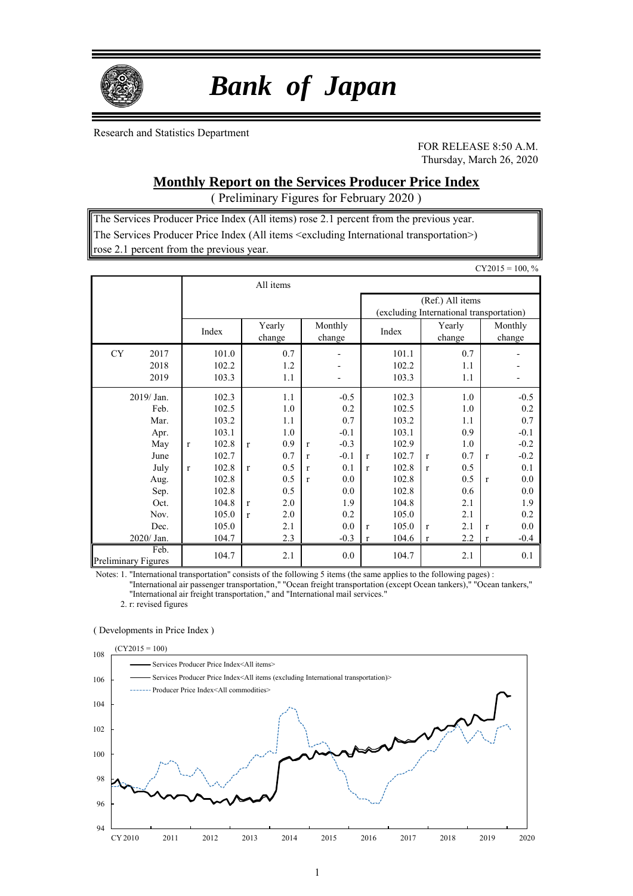# *Bank of Japan*

Research and Statistics Department

FOR RELEASE 8:50 A.M.
Thursday, March 26, 2020

## Monthly Report on the Services Producer Price Index

( Preliminary Figures for February 2020 )

The Services Producer Price Index (All items) rose 2.1 percent from the previous year.
The Services Producer Price Index (All items <excluding International transportation>) rose 2.1 percent from the previous year.

CY2015 = 100, %

| | All items | | | (Ref.) All items (excluding International transportation) | | |
|---|---|---|---|---|---|---|
| | Index | Yearly change | Monthly change | Index | Yearly change | Monthly change |
| CY 2017 | 101.0 | 0.7 | - | 101.1 | 0.7 | - |
| 2018 | 102.2 | 1.2 | - | 102.2 | 1.1 | - |
| 2019 | 103.3 | 1.1 | - | 103.3 | 1.1 | - |
| 2019/ Jan. | 102.3 | 1.1 | -0.5 | 102.3 | 1.0 | -0.5 |
| Feb. | 102.5 | 1.0 | 0.2 | 102.5 | 1.0 | 0.2 |
| Mar. | 103.2 | 1.1 | 0.7 | 103.2 | 1.1 | 0.7 |
| Apr. | 103.1 | 1.0 | -0.1 | 103.1 | 0.9 | -0.1 |
| May | r 102.8 | r 0.9 | r -0.3 | 102.9 | 1.0 | -0.2 |
| June | 102.7 | 0.7 | r -0.1 | r 102.7 | r 0.7 | r -0.2 |
| July | r 102.8 | r 0.5 | r 0.1 | r 102.8 | r 0.5 | 0.1 |
| Aug. | 102.8 | 0.5 | r 0.0 | 102.8 | 0.5 | r 0.0 |
| Sep. | 102.8 | 0.5 | 0.0 | 102.8 | 0.6 | 0.0 |
| Oct. | 104.8 | r 2.0 | 1.9 | 104.8 | 2.1 | 1.9 |
| Nov. | 105.0 | r 2.0 | 0.2 | 105.0 | 2.1 | 0.2 |
| Dec. | 105.0 | 2.1 | 0.0 | r 105.0 | r 2.1 | r 0.0 |
| 2020/ Jan. | 104.7 | 2.3 | -0.3 | r 104.6 | r 2.2 | r -0.4 |
| Feb. Preliminary Figures | 104.7 | 2.1 | 0.0 | 104.7 | 2.1 | 0.1 |

Notes: 1. "International transportation" consists of the following 5 items (the same applies to the following pages) : "International air passenger transportation," "Ocean freight transportation (except Ocean tankers)," "Ocean tankers," "International air freight transportation," and "International mail services."

2. r: revised figures

( Developments in Price Index )

(CY2015 = 100)

Services Producer Price Index<All items>
Services Producer Price Index<All items (excluding International transportation)>
Producer Price Index<All commodities>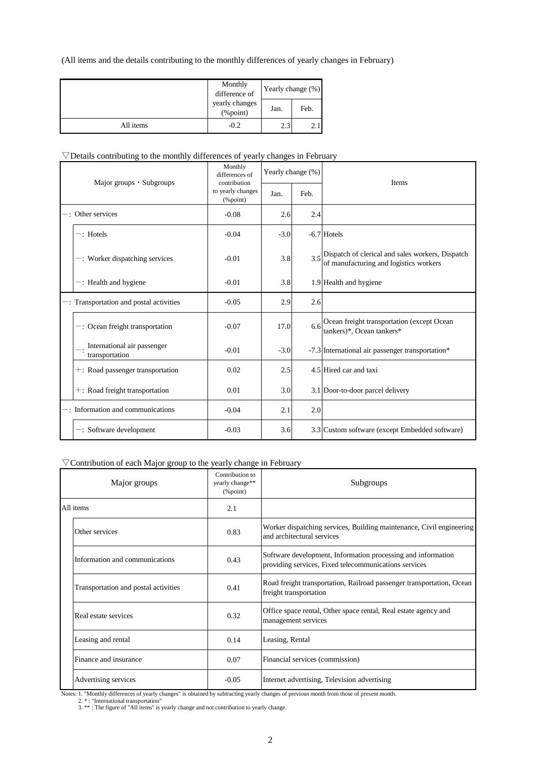(All items and the details contributing to the monthly differences of yearly changes in February)

| | Monthly difference of yearly changes (%point) | Yearly change (%) | |
|---|---|---|---|
| | | Jan. | Feb. |
| All items | -0.2 | 2.3 | 2.1 |

▽Details contributing to the monthly differences of yearly changes in February

| Major groups・Subgroups | Monthly differences of contribution to yearly changes (%point) | Yearly change (%) | | Items |
|---|---|---|---|---|
| | | Jan. | Feb. | |
| －: Other services | -0.08 | 2.6 | 2.4 | |
| －: Hotels | -0.04 | -3.0 | -6.7 | Hotels |
| －: Worker dispatching services | -0.01 | 3.8 | 3.5 | Dispatch of clerical and sales workers, Dispatch of manufacturing and logistics workers |
| －: Health and hygiene | -0.01 | 3.8 | 1.9 | Health and hygiene |
| －: Transportation and postal activities | -0.05 | 2.9 | 2.6 | |
| －: Ocean freight transportation | -0.07 | 17.0 | 6.6 | Ocean freight transportation (except Ocean tankers)*, Ocean tankers* |
| －: International air passenger transportation | -0.01 | -3.0 | -7.3 | International air passenger transportation* |
| ＋: Road passenger transportation | 0.02 | 2.5 | 4.5 | Hired car and taxi |
| ＋: Road freight transportation | 0.01 | 3.0 | 3.1 | Door-to-door parcel delivery |
| －: Information and communications | -0.04 | 2.1 | 2.0 | |
| －: Software development | -0.03 | 3.6 | 3.3 | Custom software (except Embedded software) |

▽Contribution of each Major group to the yearly change in February

| Major groups | Contribution to yearly change** (%point) | Subgroups |
|---|---|---|
| All items | 2.1 | |
| Other services | 0.83 | Worker dispatching services, Building maintenance, Civil engineering and architectural services |
| Information and communications | 0.43 | Software development, Information processing and information providing services, Fixed telecommunications services |
| Transportation and postal activities | 0.41 | Road freight transportation, Railroad passenger transportation, Ocean freight transportation |
| Real estate services | 0.32 | Office space rental, Other space rental, Real estate agency and management services |
| Leasing and rental | 0.14 | Leasing, Rental |
| Finance and insurance | 0.07 | Financial services (commission) |
| Advertising services | -0.05 | Internet advertising, Television advertising |

Notes: 1. "Monthly differences of yearly changes" is obtained by subtracting yearly changes of previous month from those of present month.
2. * : "International transportation"
3. ** : The figure of "All items" is yearly change and not contribution to yearly change.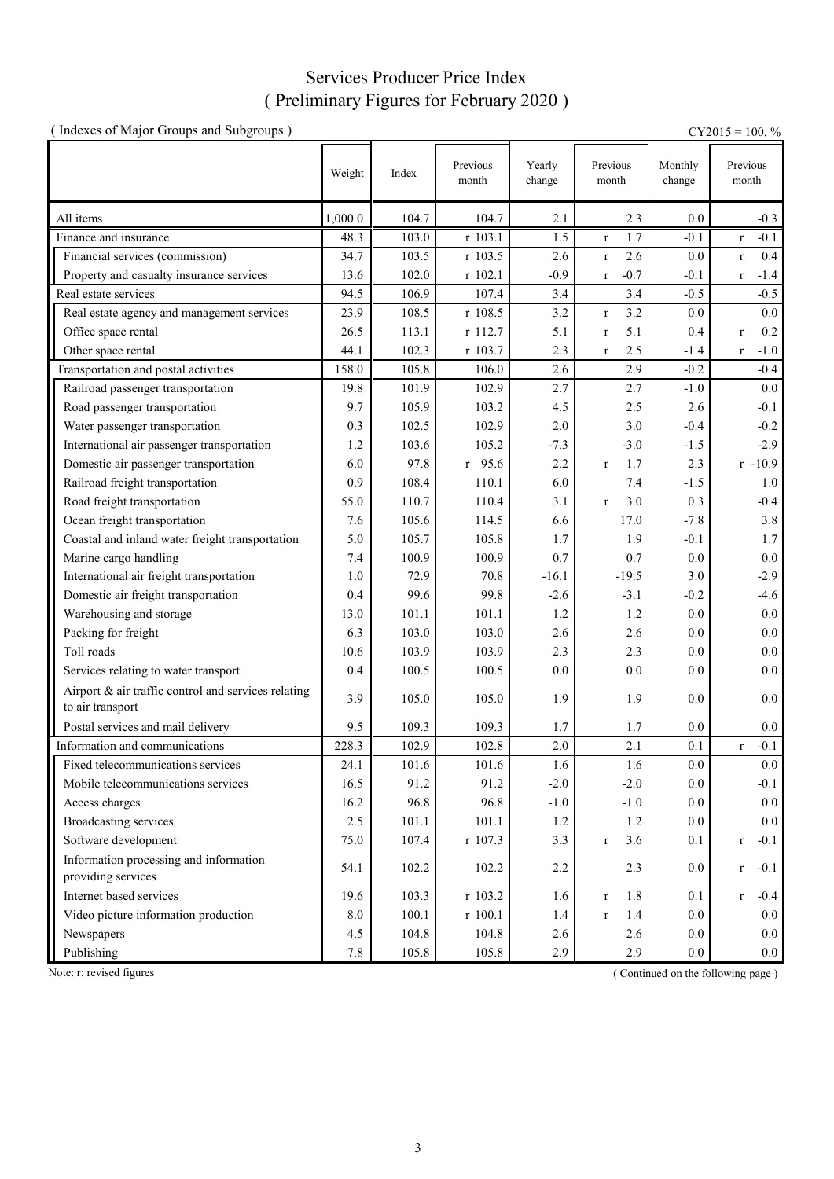# Services Producer Price Index
## ( Preliminary Figures for February 2020 )

( Indexes of Major Groups and Subgroups )

CY2015 = 100, %

| | Weight | Index | Previous month | Yearly change | Previous month | Monthly change | Previous month |
|---|---|---|---|---|---|---|---|
| All items | 1,000.0 | 104.7 | 104.7 | 2.1 | 2.3 | 0.0 | -0.3 |
| Finance and insurance | 48.3 | 103.0 | r 103.1 | 1.5 | r 1.7 | -0.1 | r -0.1 |
| Financial services (commission) | 34.7 | 103.5 | r 103.5 | 2.6 | r 2.6 | 0.0 | r 0.4 |
| Property and casualty insurance services | 13.6 | 102.0 | r 102.1 | -0.9 | r -0.7 | -0.1 | r -1.4 |
| Real estate services | 94.5 | 106.9 | 107.4 | 3.4 | 3.4 | -0.5 | -0.5 |
| Real estate agency and management services | 23.9 | 108.5 | r 108.5 | 3.2 | r 3.2 | 0.0 | 0.0 |
| Office space rental | 26.5 | 113.1 | r 112.7 | 5.1 | r 5.1 | 0.4 | r 0.2 |
| Other space rental | 44.1 | 102.3 | r 103.7 | 2.3 | r 2.5 | -1.4 | r -1.0 |
| Transportation and postal activities | 158.0 | 105.8 | 106.0 | 2.6 | 2.9 | -0.2 | -0.4 |
| Railroad passenger transportation | 19.8 | 101.9 | 102.9 | 2.7 | 2.7 | -1.0 | 0.0 |
| Road passenger transportation | 9.7 | 105.9 | 103.2 | 4.5 | 2.5 | 2.6 | -0.1 |
| Water passenger transportation | 0.3 | 102.5 | 102.9 | 2.0 | 3.0 | -0.4 | -0.2 |
| International air passenger transportation | 1.2 | 103.6 | 105.2 | -7.3 | -3.0 | -1.5 | -2.9 |
| Domestic air passenger transportation | 6.0 | 97.8 | r 95.6 | 2.2 | r 1.7 | 2.3 | r -10.9 |
| Railroad freight transportation | 0.9 | 108.4 | 110.1 | 6.0 | 7.4 | -1.5 | 1.0 |
| Road freight transportation | 55.0 | 110.7 | 110.4 | 3.1 | r 3.0 | 0.3 | -0.4 |
| Ocean freight transportation | 7.6 | 105.6 | 114.5 | 6.6 | 17.0 | -7.8 | 3.8 |
| Coastal and inland water freight transportation | 5.0 | 105.7 | 105.8 | 1.7 | 1.9 | -0.1 | 1.7 |
| Marine cargo handling | 7.4 | 100.9 | 100.9 | 0.7 | 0.7 | 0.0 | 0.0 |
| International air freight transportation | 1.0 | 72.9 | 70.8 | -16.1 | -19.5 | 3.0 | -2.9 |
| Domestic air freight transportation | 0.4 | 99.6 | 99.8 | -2.6 | -3.1 | -0.2 | -4.6 |
| Warehousing and storage | 13.0 | 101.1 | 101.1 | 1.2 | 1.2 | 0.0 | 0.0 |
| Packing for freight | 6.3 | 103.0 | 103.0 | 2.6 | 2.6 | 0.0 | 0.0 |
| Toll roads | 10.6 | 103.9 | 103.9 | 2.3 | 2.3 | 0.0 | 0.0 |
| Services relating to water transport | 0.4 | 100.5 | 100.5 | 0.0 | 0.0 | 0.0 | 0.0 |
| Airport & air traffic control and services relating to air transport | 3.9 | 105.0 | 105.0 | 1.9 | 1.9 | 0.0 | 0.0 |
| Postal services and mail delivery | 9.5 | 109.3 | 109.3 | 1.7 | 1.7 | 0.0 | 0.0 |
| Information and communications | 228.3 | 102.9 | 102.8 | 2.0 | 2.1 | 0.1 | r -0.1 |
| Fixed telecommunications services | 24.1 | 101.6 | 101.6 | 1.6 | 1.6 | 0.0 | 0.0 |
| Mobile telecommunications services | 16.5 | 91.2 | 91.2 | -2.0 | -2.0 | 0.0 | -0.1 |
| Access charges | 16.2 | 96.8 | 96.8 | -1.0 | -1.0 | 0.0 | 0.0 |
| Broadcasting services | 2.5 | 101.1 | 101.1 | 1.2 | 1.2 | 0.0 | 0.0 |
| Software development | 75.0 | 107.4 | r 107.3 | 3.3 | r 3.6 | 0.1 | r -0.1 |
| Information processing and information providing services | 54.1 | 102.2 | 102.2 | 2.2 | 2.3 | 0.0 | r -0.1 |
| Internet based services | 19.6 | 103.3 | r 103.2 | 1.6 | r 1.8 | 0.1 | r -0.4 |
| Video picture information production | 8.0 | 100.1 | r 100.1 | 1.4 | r 1.4 | 0.0 | 0.0 |
| Newspapers | 4.5 | 104.8 | 104.8 | 2.6 | 2.6 | 0.0 | 0.0 |
| Publishing | 7.8 | 105.8 | 105.8 | 2.9 | 2.9 | 0.0 | 0.0 |

Note: r: revised figures

( Continued on the following page )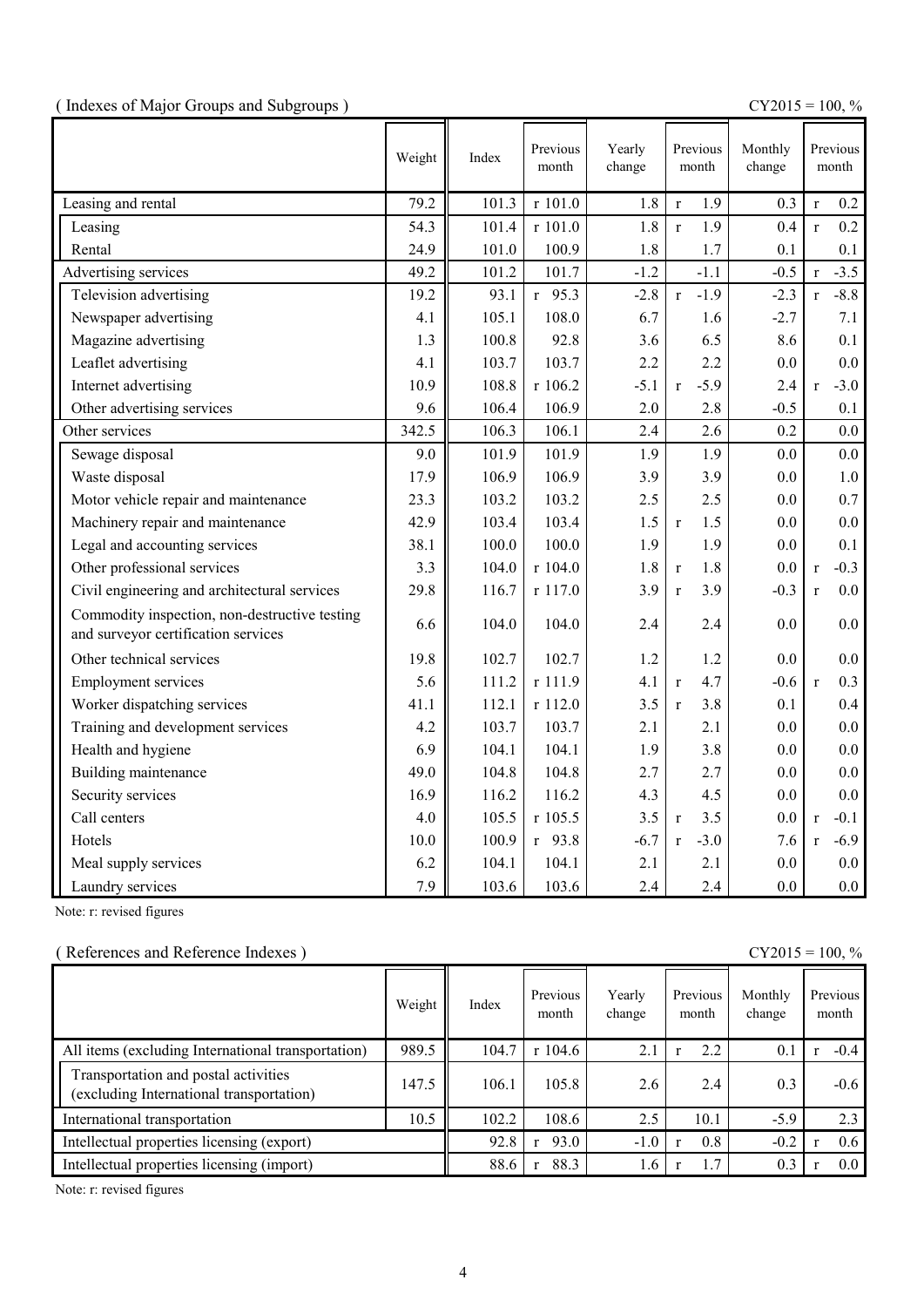( Indexes of Major Groups and Subgroups )

CY2015 = 100, %

| | Weight | Index | Previous month | Yearly change | Previous month | Monthly change | Previous month |
|---|---|---|---|---|---|---|---|
| Leasing and rental | 79.2 | 101.3 | r 101.0 | 1.8 | r 1.9 | 0.3 | r 0.2 |
| Leasing | 54.3 | 101.4 | r 101.0 | 1.8 | r 1.9 | 0.4 | r 0.2 |
| Rental | 24.9 | 101.0 | 100.9 | 1.8 | 1.7 | 0.1 | 0.1 |
| Advertising services | 49.2 | 101.2 | 101.7 | -1.2 | -1.1 | -0.5 | r -3.5 |
| Television advertising | 19.2 | 93.1 | r 95.3 | -2.8 | r -1.9 | -2.3 | r -8.8 |
| Newspaper advertising | 4.1 | 105.1 | 108.0 | 6.7 | 1.6 | -2.7 | 7.1 |
| Magazine advertising | 1.3 | 100.8 | 92.8 | 3.6 | 6.5 | 8.6 | 0.1 |
| Leaflet advertising | 4.1 | 103.7 | 103.7 | 2.2 | 2.2 | 0.0 | 0.0 |
| Internet advertising | 10.9 | 108.8 | r 106.2 | -5.1 | r -5.9 | 2.4 | r -3.0 |
| Other advertising services | 9.6 | 106.4 | 106.9 | 2.0 | 2.8 | -0.5 | 0.1 |
| Other services | 342.5 | 106.3 | 106.1 | 2.4 | 2.6 | 0.2 | 0.0 |
| Sewage disposal | 9.0 | 101.9 | 101.9 | 1.9 | 1.9 | 0.0 | 0.0 |
| Waste disposal | 17.9 | 106.9 | 106.9 | 3.9 | 3.9 | 0.0 | 1.0 |
| Motor vehicle repair and maintenance | 23.3 | 103.2 | 103.2 | 2.5 | 2.5 | 0.0 | 0.7 |
| Machinery repair and maintenance | 42.9 | 103.4 | 103.4 | 1.5 | r 1.5 | 0.0 | 0.0 |
| Legal and accounting services | 38.1 | 100.0 | 100.0 | 1.9 | 1.9 | 0.0 | 0.1 |
| Other professional services | 3.3 | 104.0 | r 104.0 | 1.8 | r 1.8 | 0.0 | r -0.3 |
| Civil engineering and architectural services | 29.8 | 116.7 | r 117.0 | 3.9 | r 3.9 | -0.3 | r 0.0 |
| Commodity inspection, non-destructive testing and surveyor certification services | 6.6 | 104.0 | 104.0 | 2.4 | 2.4 | 0.0 | 0.0 |
| Other technical services | 19.8 | 102.7 | 102.7 | 1.2 | 1.2 | 0.0 | 0.0 |
| Employment services | 5.6 | 111.2 | r 111.9 | 4.1 | r 4.7 | -0.6 | r 0.3 |
| Worker dispatching services | 41.1 | 112.1 | r 112.0 | 3.5 | r 3.8 | 0.1 | 0.4 |
| Training and development services | 4.2 | 103.7 | 103.7 | 2.1 | 2.1 | 0.0 | 0.0 |
| Health and hygiene | 6.9 | 104.1 | 104.1 | 1.9 | 3.8 | 0.0 | 0.0 |
| Building maintenance | 49.0 | 104.8 | 104.8 | 2.7 | 2.7 | 0.0 | 0.0 |
| Security services | 16.9 | 116.2 | 116.2 | 4.3 | 4.5 | 0.0 | 0.0 |
| Call centers | 4.0 | 105.5 | r 105.5 | 3.5 | r 3.5 | 0.0 | r -0.1 |
| Hotels | 10.0 | 100.9 | r 93.8 | -6.7 | r -3.0 | 7.6 | r -6.9 |
| Meal supply services | 6.2 | 104.1 | 104.1 | 2.1 | 2.1 | 0.0 | 0.0 |
| Laundry services | 7.9 | 103.6 | 103.6 | 2.4 | 2.4 | 0.0 | 0.0 |

Note: r: revised figures

( References and Reference Indexes )

CY2015 = 100, %

| | Weight | Index | Previous month | Yearly change | Previous month | Monthly change | Previous month |
|---|---|---|---|---|---|---|---|
| All items (excluding International transportation) | 989.5 | 104.7 | r 104.6 | 2.1 | r 2.2 | 0.1 | r -0.4 |
| Transportation and postal activities (excluding International transportation) | 147.5 | 106.1 | 105.8 | 2.6 | 2.4 | 0.3 | -0.6 |
| International transportation | 10.5 | 102.2 | 108.6 | 2.5 | 10.1 | -5.9 | 2.3 |
| Intellectual properties licensing (export) | | 92.8 | r 93.0 | -1.0 | r 0.8 | -0.2 | r 0.6 |
| Intellectual properties licensing (import) | | 88.6 | r 88.3 | 1.6 | r 1.7 | 0.3 | r 0.0 |

Note: r: revised figures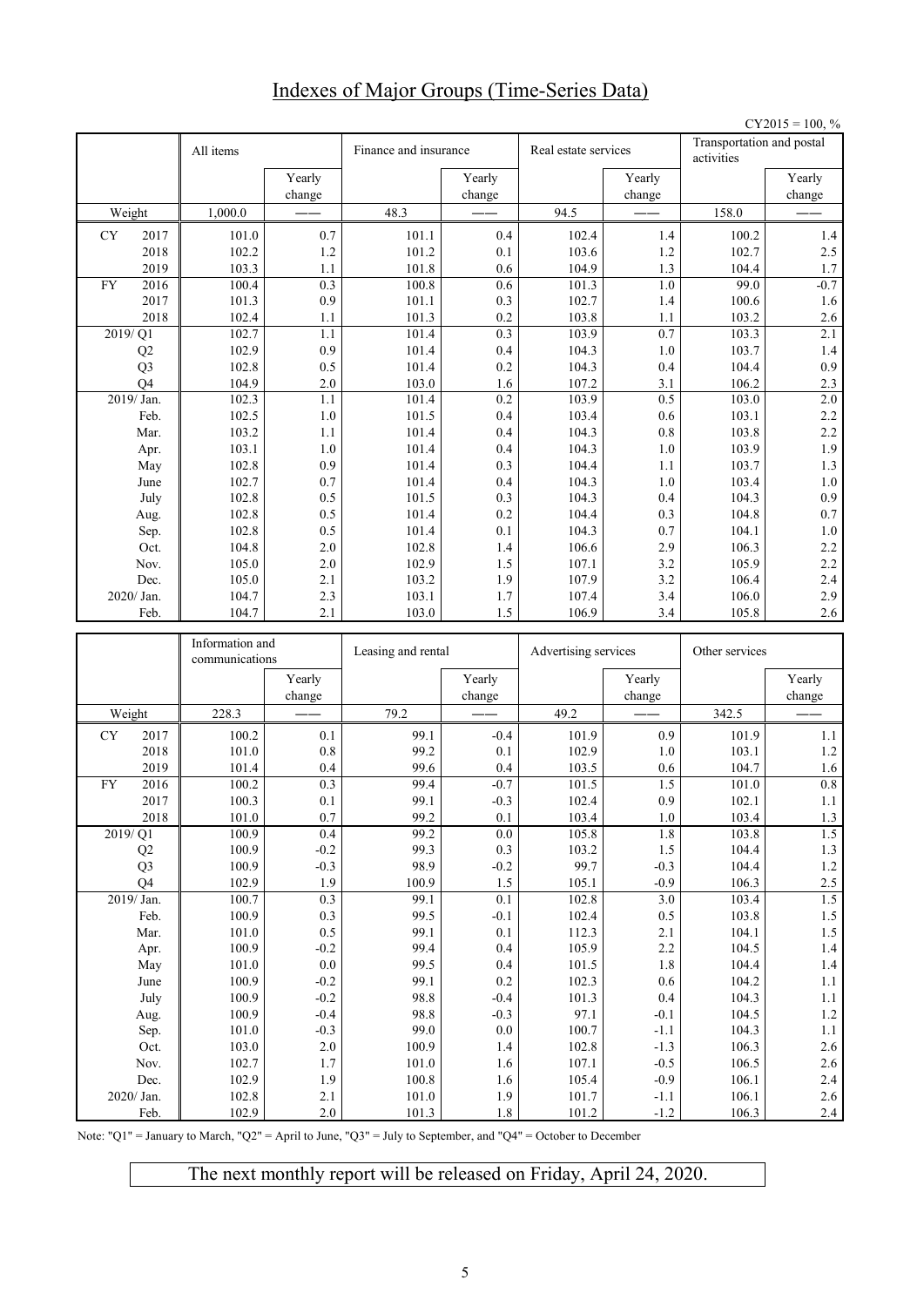# Indexes of Major Groups (Time-Series Data)

CY2015 = 100, %

| | All items | Yearly change | Finance and insurance | Yearly change | Real estate services | Yearly change | Transportation and postal activities | Yearly change |
|---|---|---|---|---|---|---|---|---|
| Weight | 1,000.0 | —— | 48.3 | —— | 94.5 | —— | 158.0 | —— |
| CY 2017 | 101.0 | 0.7 | 101.1 | 0.4 | 102.4 | 1.4 | 100.2 | 1.4 |
| 2018 | 102.2 | 1.2 | 101.2 | 0.1 | 103.6 | 1.2 | 102.7 | 2.5 |
| 2019 | 103.3 | 1.1 | 101.8 | 0.6 | 104.9 | 1.3 | 104.4 | 1.7 |
| FY 2016 | 100.4 | 0.3 | 100.8 | 0.6 | 101.3 | 1.0 | 99.0 | -0.7 |
| 2017 | 101.3 | 0.9 | 101.1 | 0.3 | 102.7 | 1.4 | 100.6 | 1.6 |
| 2018 | 102.4 | 1.1 | 101.3 | 0.2 | 103.8 | 1.1 | 103.2 | 2.6 |
| 2019/ Q1 | 102.7 | 1.1 | 101.4 | 0.3 | 103.9 | 0.7 | 103.3 | 2.1 |
| Q2 | 102.9 | 0.9 | 101.4 | 0.4 | 104.3 | 1.0 | 103.7 | 1.4 |
| Q3 | 102.8 | 0.5 | 101.4 | 0.2 | 104.3 | 0.4 | 104.4 | 0.9 |
| Q4 | 104.9 | 2.0 | 103.0 | 1.6 | 107.2 | 3.1 | 106.2 | 2.3 |
| 2019/ Jan. | 102.3 | 1.1 | 101.4 | 0.2 | 103.9 | 0.5 | 103.0 | 2.0 |
| Feb. | 102.5 | 1.0 | 101.5 | 0.4 | 103.4 | 0.6 | 103.1 | 2.2 |
| Mar. | 103.2 | 1.1 | 101.4 | 0.4 | 104.3 | 0.8 | 103.8 | 2.2 |
| Apr. | 103.1 | 1.0 | 101.4 | 0.4 | 104.3 | 1.0 | 103.9 | 1.9 |
| May | 102.8 | 0.9 | 101.4 | 0.3 | 104.4 | 1.1 | 103.7 | 1.3 |
| June | 102.7 | 0.7 | 101.4 | 0.4 | 104.3 | 1.0 | 103.4 | 1.0 |
| July | 102.8 | 0.5 | 101.5 | 0.3 | 104.3 | 0.4 | 104.3 | 0.9 |
| Aug. | 102.8 | 0.5 | 101.4 | 0.2 | 104.4 | 0.3 | 104.8 | 0.7 |
| Sep. | 102.8 | 0.5 | 101.4 | 0.1 | 104.3 | 0.7 | 104.1 | 1.0 |
| Oct. | 104.8 | 2.0 | 102.8 | 1.4 | 106.6 | 2.9 | 106.3 | 2.2 |
| Nov. | 105.0 | 2.0 | 102.9 | 1.5 | 107.1 | 3.2 | 105.9 | 2.2 |
| Dec. | 105.0 | 2.1 | 103.2 | 1.9 | 107.9 | 3.2 | 106.4 | 2.4 |
| 2020/ Jan. | 104.7 | 2.3 | 103.1 | 1.7 | 107.4 | 3.4 | 106.0 | 2.9 |
| Feb. | 104.7 | 2.1 | 103.0 | 1.5 | 106.9 | 3.4 | 105.8 | 2.6 |

| | Information and communications | Yearly change | Leasing and rental | Yearly change | Advertising services | Yearly change | Other services | Yearly change |
|---|---|---|---|---|---|---|---|---|
| Weight | 228.3 | —— | 79.2 | —— | 49.2 | —— | 342.5 | —— |
| CY 2017 | 100.2 | 0.1 | 99.1 | -0.4 | 101.9 | 0.9 | 101.9 | 1.1 |
| 2018 | 101.0 | 0.8 | 99.2 | 0.1 | 102.9 | 1.0 | 103.1 | 1.2 |
| 2019 | 101.4 | 0.4 | 99.6 | 0.4 | 103.5 | 0.6 | 104.7 | 1.6 |
| FY 2016 | 100.2 | 0.3 | 99.4 | -0.7 | 101.5 | 1.5 | 101.0 | 0.8 |
| 2017 | 100.3 | 0.1 | 99.1 | -0.3 | 102.4 | 0.9 | 102.1 | 1.1 |
| 2018 | 101.0 | 0.7 | 99.2 | 0.1 | 103.4 | 1.0 | 103.4 | 1.3 |
| 2019/ Q1 | 100.9 | 0.4 | 99.2 | 0.0 | 105.8 | 1.8 | 103.8 | 1.5 |
| Q2 | 100.9 | -0.2 | 99.3 | 0.3 | 103.2 | 1.5 | 104.4 | 1.3 |
| Q3 | 100.9 | -0.3 | 98.9 | -0.2 | 99.7 | -0.3 | 104.4 | 1.2 |
| Q4 | 102.9 | 1.9 | 100.9 | 1.5 | 105.1 | -0.9 | 106.3 | 2.5 |
| 2019/ Jan. | 100.7 | 0.3 | 99.1 | 0.1 | 102.8 | 3.0 | 103.4 | 1.5 |
| Feb. | 100.9 | 0.3 | 99.5 | -0.1 | 102.4 | 0.5 | 103.8 | 1.5 |
| Mar. | 101.0 | 0.5 | 99.1 | 0.1 | 112.3 | 2.1 | 104.1 | 1.5 |
| Apr. | 100.9 | -0.2 | 99.4 | 0.4 | 105.9 | 2.2 | 104.5 | 1.4 |
| May | 101.0 | 0.0 | 99.5 | 0.4 | 101.5 | 1.8 | 104.4 | 1.4 |
| June | 100.9 | -0.2 | 99.1 | 0.2 | 102.3 | 0.6 | 104.2 | 1.1 |
| July | 100.9 | -0.2 | 98.8 | -0.4 | 101.3 | 0.4 | 104.3 | 1.1 |
| Aug. | 100.9 | -0.4 | 98.8 | -0.3 | 97.1 | -0.1 | 104.5 | 1.2 |
| Sep. | 101.0 | -0.3 | 99.0 | 0.0 | 100.7 | -1.1 | 104.3 | 1.1 |
| Oct. | 103.0 | 2.0 | 100.9 | 1.4 | 102.8 | -1.3 | 106.3 | 2.6 |
| Nov. | 102.7 | 1.7 | 101.0 | 1.6 | 107.1 | -0.5 | 106.5 | 2.6 |
| Dec. | 102.9 | 1.9 | 100.8 | 1.6 | 105.4 | -0.9 | 106.1 | 2.4 |
| 2020/ Jan. | 102.8 | 2.1 | 101.0 | 1.9 | 101.7 | -1.1 | 106.1 | 2.6 |
| Feb. | 102.9 | 2.0 | 101.3 | 1.8 | 101.2 | -1.2 | 106.3 | 2.4 |

Note: "Q1" = January to March, "Q2" = April to June, "Q3" = July to September, and "Q4" = October to December

The next monthly report will be released on Friday, April 24, 2020.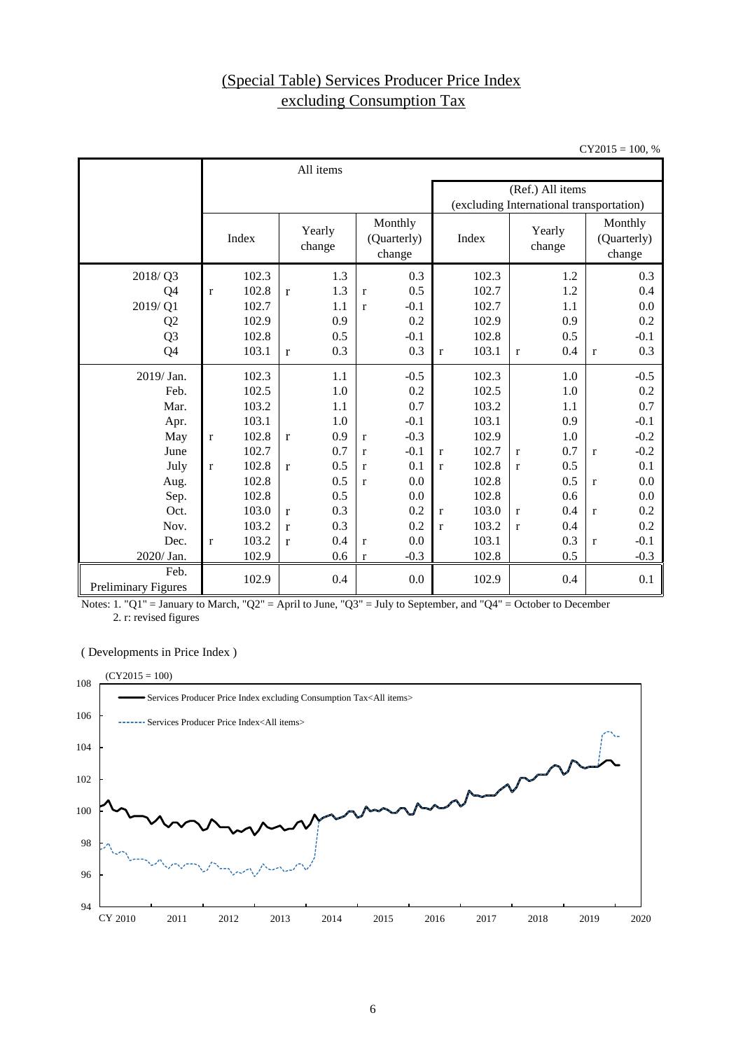# (Special Table) Services Producer Price Index excluding Consumption Tax

CY2015 = 100, %

| | All items | | | (Ref.) All items (excluding International transportation) | | |
|---|---|---|---|---|---|---|
| | Index | Yearly change | Monthly (Quarterly) change | Index | Yearly change | Monthly (Quarterly) change |
| 2018/ Q3 | 102.3 | 1.3 | 0.3 | 102.3 | 1.2 | 0.3 |
| Q4 | r 102.8 | r 1.3 | r 0.5 | 102.7 | 1.2 | 0.4 |
| 2019/ Q1 | 102.7 | 1.1 | r -0.1 | 102.7 | 1.1 | 0.0 |
| Q2 | 102.9 | 0.9 | 0.2 | 102.9 | 0.9 | 0.2 |
| Q3 | 102.8 | 0.5 | -0.1 | 102.8 | 0.5 | -0.1 |
| Q4 | 103.1 | r 0.3 | 0.3 | r 103.1 | r 0.4 | r 0.3 |
| 2019/ Jan. | 102.3 | 1.1 | -0.5 | 102.3 | 1.0 | -0.5 |
| Feb. | 102.5 | 1.0 | 0.2 | 102.5 | 1.0 | 0.2 |
| Mar. | 103.2 | 1.1 | 0.7 | 103.2 | 1.1 | 0.7 |
| Apr. | 103.1 | 1.0 | -0.1 | 103.1 | 0.9 | -0.1 |
| May | r 102.8 | r 0.9 | r -0.3 | 102.9 | 1.0 | -0.2 |
| June | 102.7 | 0.7 | r -0.1 | r 102.7 | r 0.7 | r -0.2 |
| July | r 102.8 | r 0.5 | r 0.1 | r 102.8 | r 0.5 | 0.1 |
| Aug. | 102.8 | 0.5 | r 0.0 | 102.8 | 0.5 | r 0.0 |
| Sep. | 102.8 | 0.5 | 0.0 | 102.8 | 0.6 | 0.0 |
| Oct. | 103.0 | r 0.3 | 0.2 | r 103.0 | r 0.4 | r 0.2 |
| Nov. | 103.2 | r 0.3 | 0.2 | r 103.2 | r 0.4 | 0.2 |
| Dec. | r 103.2 | r 0.4 | r 0.0 | 103.1 | 0.3 | r -0.1 |
| 2020/ Jan. | 102.9 | 0.6 | r -0.3 | 102.8 | 0.5 | -0.3 |
| Feb. Preliminary Figures | 102.9 | 0.4 | 0.0 | 102.9 | 0.4 | 0.1 |

Notes: 1. "Q1" = January to March, "Q2" = April to June, "Q3" = July to September, and "Q4" = October to December
2. r: revised figures

( Developments in Price Index )

(CY2015 = 100)

Services Producer Price Index excluding Consumption Tax<All items>
Services Producer Price Index<All items>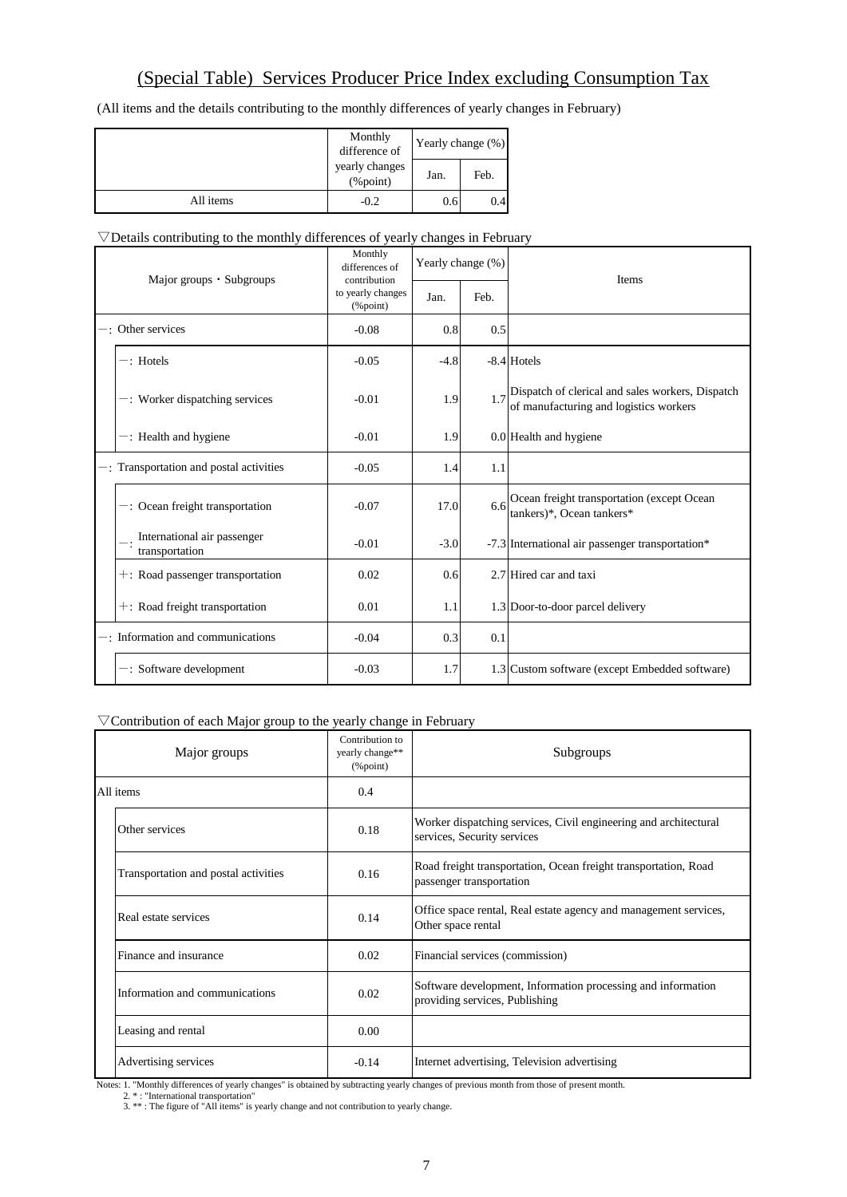# (Special Table) Services Producer Price Index excluding Consumption Tax

(All items and the details contributing to the monthly differences of yearly changes in February)

| | Monthly difference of yearly changes (%point) | Yearly change (%) | |
|---|---|---|---|
| | | Jan. | Feb. |
| All items | -0.2 | 0.6 | 0.4 |

▽Details contributing to the monthly differences of yearly changes in February

| Major groups・Subgroups | Monthly differences of contribution to yearly changes (%point) | Yearly change (%) | | Items |
|---|---|---|---|---|
| | | Jan. | Feb. | |
| －: Other services | -0.08 | 0.8 | 0.5 | |
| －: Hotels | -0.05 | -4.8 | -8.4 | Hotels |
| －: Worker dispatching services | -0.01 | 1.9 | 1.7 | Dispatch of clerical and sales workers, Dispatch of manufacturing and logistics workers |
| －: Health and hygiene | -0.01 | 1.9 | 0.0 | Health and hygiene |
| －: Transportation and postal activities | -0.05 | 1.4 | 1.1 | |
| －: Ocean freight transportation | -0.07 | 17.0 | 6.6 | Ocean freight transportation (except Ocean tankers)*, Ocean tankers* |
| －: International air passenger transportation | -0.01 | -3.0 | -7.3 | International air passenger transportation* |
| ＋: Road passenger transportation | 0.02 | 0.6 | 2.7 | Hired car and taxi |
| ＋: Road freight transportation | 0.01 | 1.1 | 1.3 | Door-to-door parcel delivery |
| －: Information and communications | -0.04 | 0.3 | 0.1 | |
| －: Software development | -0.03 | 1.7 | 1.3 | Custom software (except Embedded software) |

▽Contribution of each Major group to the yearly change in February

| Major groups | Contribution to yearly change** (%point) | Subgroups |
|---|---|---|
| All items | 0.4 | |
| Other services | 0.18 | Worker dispatching services, Civil engineering and architectural services, Security services |
| Transportation and postal activities | 0.16 | Road freight transportation, Ocean freight transportation, Road passenger transportation |
| Real estate services | 0.14 | Office space rental, Real estate agency and management services, Other space rental |
| Finance and insurance | 0.02 | Financial services (commission) |
| Information and communications | 0.02 | Software development, Information processing and information providing services, Publishing |
| Leasing and rental | 0.00 | |
| Advertising services | -0.14 | Internet advertising, Television advertising |

Notes: 1. "Monthly differences of yearly changes" is obtained by subtracting yearly changes of previous month from those of present month.
2. * : "International transportation"
3. ** : The figure of "All items" is yearly change and not contribution to yearly change.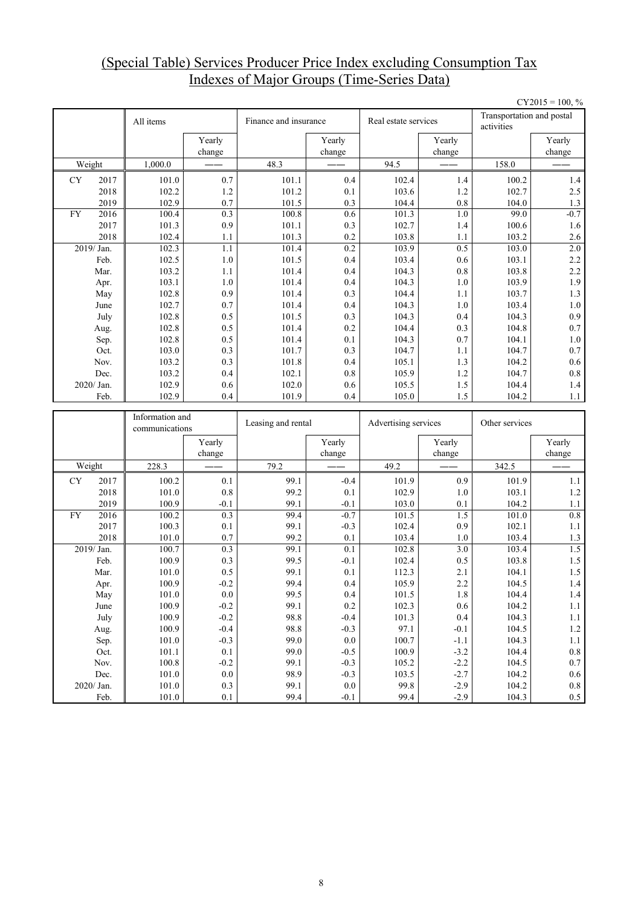# (Special Table) Services Producer Price Index excluding Consumption Tax Indexes of Major Groups (Time-Series Data)

CY2015 = 100, %

| | All items | | Finance and insurance | | Real estate services | | Transportation and postal activities | |
|---|---|---|---|---|---|---|---|---|
| | | Yearly change | | Yearly change | | Yearly change | | Yearly change |
| Weight | 1,000.0 | —— | 48.3 | —— | 94.5 | —— | 158.0 | —— |
| CY 2017 | 101.0 | 0.7 | 101.1 | 0.4 | 102.4 | 1.4 | 100.2 | 1.4 |
| 2018 | 102.2 | 1.2 | 101.2 | 0.1 | 103.6 | 1.2 | 102.7 | 2.5 |
| 2019 | 102.9 | 0.7 | 101.5 | 0.3 | 104.4 | 0.8 | 104.0 | 1.3 |
| FY 2016 | 100.4 | 0.3 | 100.8 | 0.6 | 101.3 | 1.0 | 99.0 | -0.7 |
| 2017 | 101.3 | 0.9 | 101.1 | 0.3 | 102.7 | 1.4 | 100.6 | 1.6 |
| 2018 | 102.4 | 1.1 | 101.3 | 0.2 | 103.8 | 1.1 | 103.2 | 2.6 |
| 2019/ Jan. | 102.3 | 1.1 | 101.4 | 0.2 | 103.9 | 0.5 | 103.0 | 2.0 |
| Feb. | 102.5 | 1.0 | 101.5 | 0.4 | 103.4 | 0.6 | 103.1 | 2.2 |
| Mar. | 103.2 | 1.1 | 101.4 | 0.4 | 104.3 | 0.8 | 103.8 | 2.2 |
| Apr. | 103.1 | 1.0 | 101.4 | 0.4 | 104.3 | 1.0 | 103.9 | 1.9 |
| May | 102.8 | 0.9 | 101.4 | 0.3 | 104.4 | 1.1 | 103.7 | 1.3 |
| June | 102.7 | 0.7 | 101.4 | 0.4 | 104.3 | 1.0 | 103.4 | 1.0 |
| July | 102.8 | 0.5 | 101.5 | 0.3 | 104.3 | 0.4 | 104.3 | 0.9 |
| Aug. | 102.8 | 0.5 | 101.4 | 0.2 | 104.4 | 0.3 | 104.8 | 0.7 |
| Sep. | 102.8 | 0.5 | 101.4 | 0.1 | 104.3 | 0.7 | 104.1 | 1.0 |
| Oct. | 103.0 | 0.3 | 101.7 | 0.3 | 104.7 | 1.1 | 104.7 | 0.7 |
| Nov. | 103.2 | 0.3 | 101.8 | 0.4 | 105.1 | 1.3 | 104.2 | 0.6 |
| Dec. | 103.2 | 0.4 | 102.1 | 0.8 | 105.9 | 1.2 | 104.7 | 0.8 |
| 2020/ Jan. | 102.9 | 0.6 | 102.0 | 0.6 | 105.5 | 1.5 | 104.4 | 1.4 |
| Feb. | 102.9 | 0.4 | 101.9 | 0.4 | 105.0 | 1.5 | 104.2 | 1.1 |

| | Information and communications | | Leasing and rental | | Advertising services | | Other services | |
|---|---|---|---|---|---|---|---|---|
| | | Yearly change | | Yearly change | | Yearly change | | Yearly change |
| Weight | 228.3 | —— | 79.2 | —— | 49.2 | —— | 342.5 | —— |
| CY 2017 | 100.2 | 0.1 | 99.1 | -0.4 | 101.9 | 0.9 | 101.9 | 1.1 |
| 2018 | 101.0 | 0.8 | 99.2 | 0.1 | 102.9 | 1.0 | 103.1 | 1.2 |
| 2019 | 100.9 | -0.1 | 99.1 | -0.1 | 103.0 | 0.1 | 104.2 | 1.1 |
| FY 2016 | 100.2 | 0.3 | 99.4 | -0.7 | 101.5 | 1.5 | 101.0 | 0.8 |
| 2017 | 100.3 | 0.1 | 99.1 | -0.3 | 102.4 | 0.9 | 102.1 | 1.1 |
| 2018 | 101.0 | 0.7 | 99.2 | 0.1 | 103.4 | 1.0 | 103.4 | 1.3 |
| 2019/ Jan. | 100.7 | 0.3 | 99.1 | 0.1 | 102.8 | 3.0 | 103.4 | 1.5 |
| Feb. | 100.9 | 0.3 | 99.5 | -0.1 | 102.4 | 0.5 | 103.8 | 1.5 |
| Mar. | 101.0 | 0.5 | 99.1 | 0.1 | 112.3 | 2.1 | 104.1 | 1.5 |
| Apr. | 100.9 | -0.2 | 99.4 | 0.4 | 105.9 | 2.2 | 104.5 | 1.4 |
| May | 101.0 | 0.0 | 99.5 | 0.4 | 101.5 | 1.8 | 104.4 | 1.4 |
| June | 100.9 | -0.2 | 99.1 | 0.2 | 102.3 | 0.6 | 104.2 | 1.1 |
| July | 100.9 | -0.2 | 98.8 | -0.4 | 101.3 | 0.4 | 104.3 | 1.1 |
| Aug. | 100.9 | -0.4 | 98.8 | -0.3 | 97.1 | -0.1 | 104.5 | 1.2 |
| Sep. | 101.0 | -0.3 | 99.0 | 0.0 | 100.7 | -1.1 | 104.3 | 1.1 |
| Oct. | 101.1 | 0.1 | 99.0 | -0.5 | 100.9 | -3.2 | 104.4 | 0.8 |
| Nov. | 100.8 | -0.2 | 99.1 | -0.3 | 105.2 | -2.2 | 104.5 | 0.7 |
| Dec. | 101.0 | 0.0 | 98.9 | -0.3 | 103.5 | -2.7 | 104.2 | 0.6 |
| 2020/ Jan. | 101.0 | 0.3 | 99.1 | 0.0 | 99.8 | -2.9 | 104.2 | 0.8 |
| Feb. | 101.0 | 0.1 | 99.4 | -0.1 | 99.4 | -2.9 | 104.3 | 0.5 |